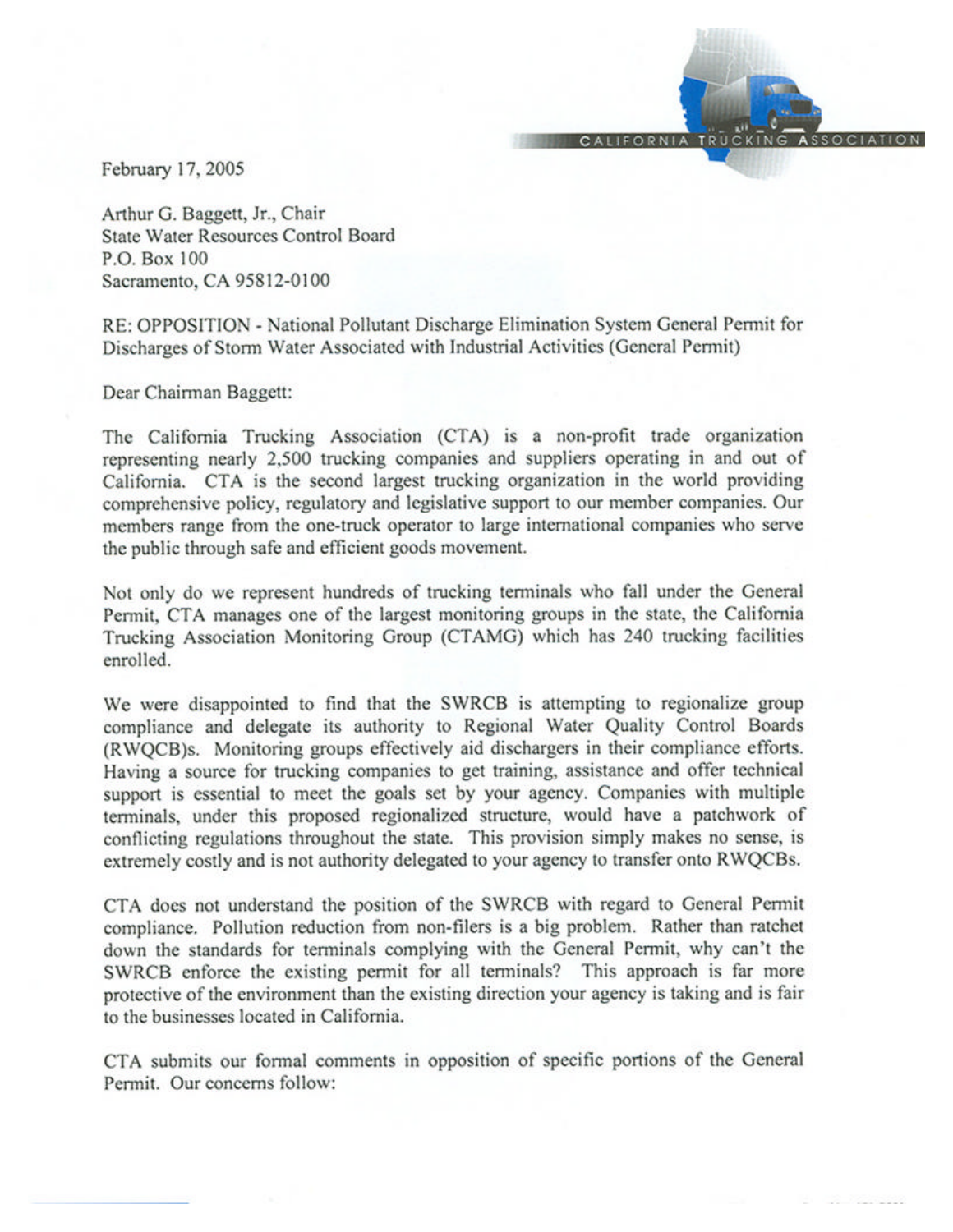CALIFORNIA TRUCKING ASSOCIATION

February 17, 2005

Arthur G. Baggett, Jr., Chair
State Water Resources Control Board
P.O. Box 100
Sacramento, CA 95812-0100

RE: OPPOSITION - National Pollutant Discharge Elimination System General Permit for Discharges of Storm Water Associated with Industrial Activities (General Permit)

Dear Chairman Baggett:

The California Trucking Association (CTA) is a non-profit trade organization representing nearly 2,500 trucking companies and suppliers operating in and out of California. CTA is the second largest trucking organization in the world providing comprehensive policy, regulatory and legislative support to our member companies. Our members range from the one-truck operator to large international companies who serve the public through safe and efficient goods movement.

Not only do we represent hundreds of trucking terminals who fall under the General Permit, CTA manages one of the largest monitoring groups in the state, the California Trucking Association Monitoring Group (CTAMG) which has 240 trucking facilities enrolled.

We were disappointed to find that the SWRCB is attempting to regionalize group compliance and delegate its authority to Regional Water Quality Control Boards (RWQCB)s. Monitoring groups effectively aid dischargers in their compliance efforts. Having a source for trucking companies to get training, assistance and offer technical support is essential to meet the goals set by your agency. Companies with multiple terminals, under this proposed regionalized structure, would have a patchwork of conflicting regulations throughout the state. This provision simply makes no sense, is extremely costly and is not authority delegated to your agency to transfer onto RWQCBs.

CTA does not understand the position of the SWRCB with regard to General Permit compliance. Pollution reduction from non-filers is a big problem. Rather than ratchet down the standards for terminals complying with the General Permit, why can't the SWRCB enforce the existing permit for all terminals? This approach is far more protective of the environment than the existing direction your agency is taking and is fair to the businesses located in California.

CTA submits our formal comments in opposition of specific portions of the General Permit. Our concerns follow: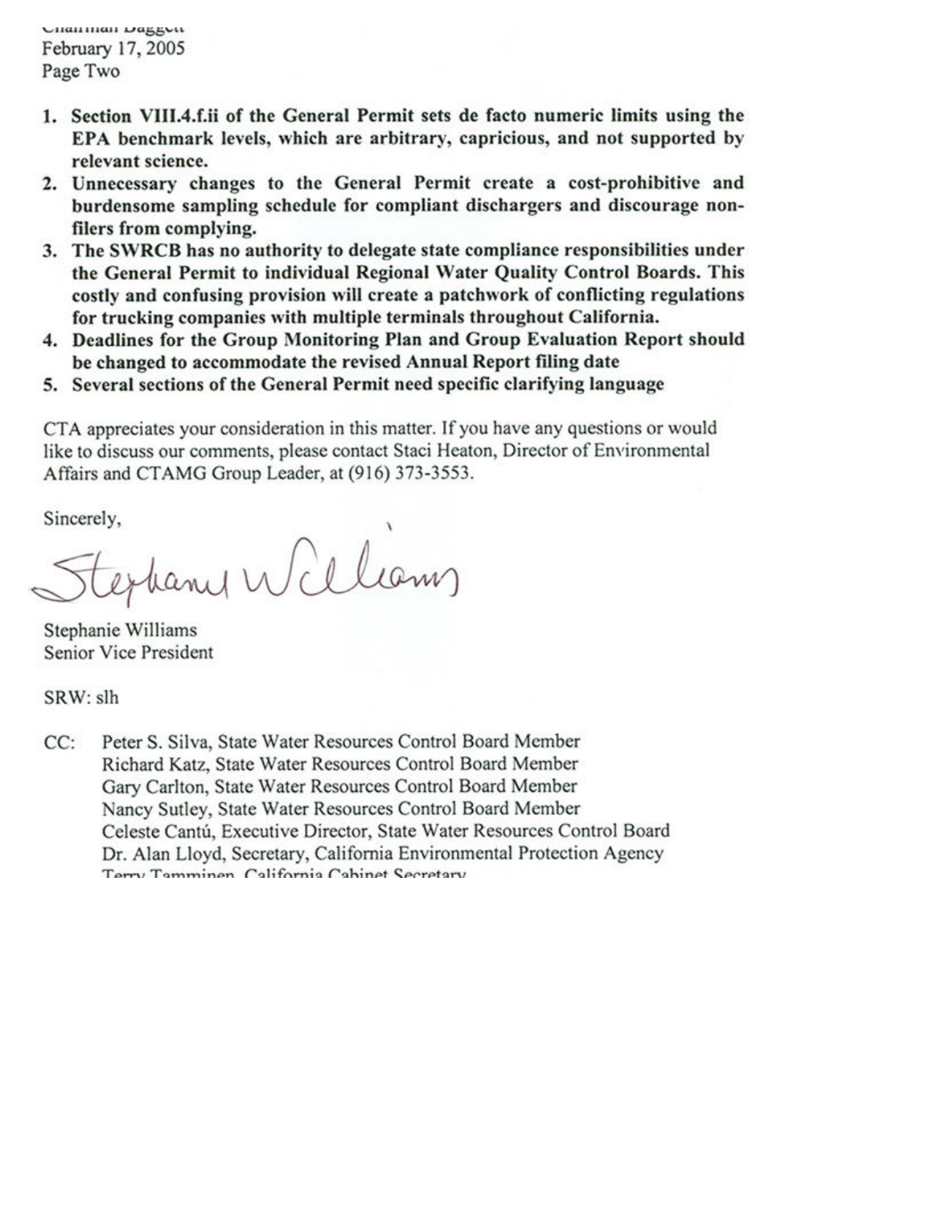1. **Section VIII.4.f.ii of the General Permit sets de facto numeric limits using the EPA benchmark levels, which are arbitrary, capricious, and not supported by relevant science.**
2. **Unnecessary changes to the General Permit create a cost-prohibitive and burdensome sampling schedule for compliant dischargers and discourage non-filers from complying.**
3. **The SWRCB has no authority to delegate state compliance responsibilities under the General Permit to individual Regional Water Quality Control Boards. This costly and confusing provision will create a patchwork of conflicting regulations for trucking companies with multiple terminals throughout California.**
4. **Deadlines for the Group Monitoring Plan and Group Evaluation Report should be changed to accommodate the revised Annual Report filing date**
5. **Several sections of the General Permit need specific clarifying language**

CTA appreciates your consideration in this matter. If you have any questions or would like to discuss our comments, please contact Staci Heaton, Director of Environmental Affairs and CTAMG Group Leader, at (916) 373-3553.

Sincerely,

Stephanie Williams

Stephanie Williams
Senior Vice President

SRW: slh

CC: Peter S. Silva, State Water Resources Control Board Member
Richard Katz, State Water Resources Control Board Member
Gary Carlton, State Water Resources Control Board Member
Nancy Sutley, State Water Resources Control Board Member
Celeste Cantú, Executive Director, State Water Resources Control Board
Dr. Alan Lloyd, Secretary, California Environmental Protection Agency
Terry Tamminen, California Cabinet Secretary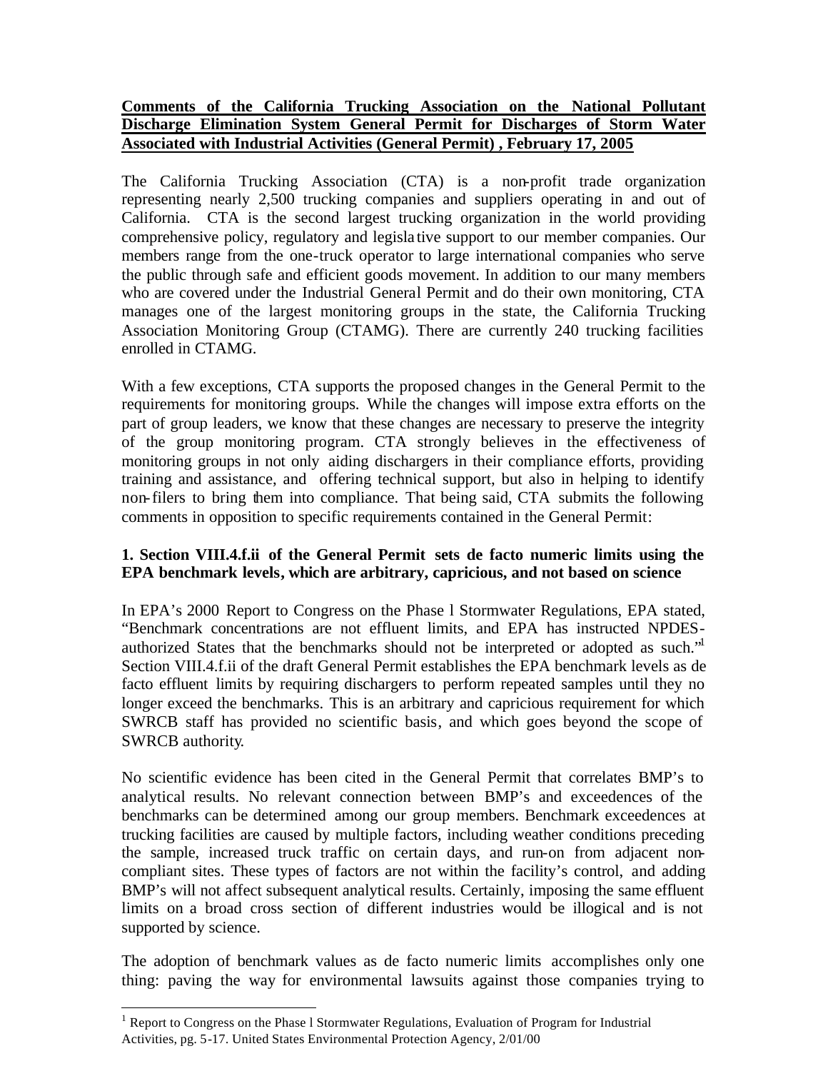**Comments of the California Trucking Association on the National Pollutant Discharge Elimination System General Permit for Discharges of Storm Water Associated with Industrial Activities (General Permit) , February 17, 2005**

The California Trucking Association (CTA) is a non-profit trade organization representing nearly 2,500 trucking companies and suppliers operating in and out of California. CTA is the second largest trucking organization in the world providing comprehensive policy, regulatory and legislative support to our member companies. Our members range from the one-truck operator to large international companies who serve the public through safe and efficient goods movement. In addition to our many members who are covered under the Industrial General Permit and do their own monitoring, CTA manages one of the largest monitoring groups in the state, the California Trucking Association Monitoring Group (CTAMG). There are currently 240 trucking facilities enrolled in CTAMG.

With a few exceptions, CTA supports the proposed changes in the General Permit to the requirements for monitoring groups. While the changes will impose extra efforts on the part of group leaders, we know that these changes are necessary to preserve the integrity of the group monitoring program. CTA strongly believes in the effectiveness of monitoring groups in not only aiding dischargers in their compliance efforts, providing training and assistance, and offering technical support, but also in helping to identify non-filers to bring them into compliance. That being said, CTA submits the following comments in opposition to specific requirements contained in the General Permit:

**1. Section VIII.4.f.ii of the General Permit sets de facto numeric limits using the EPA benchmark levels, which are arbitrary, capricious, and not based on science**

In EPA's 2000 Report to Congress on the Phase I Stormwater Regulations, EPA stated, "Benchmark concentrations are not effluent limits, and EPA has instructed NPDES-authorized States that the benchmarks should not be interpreted or adopted as such."[1] Section VIII.4.f.ii of the draft General Permit establishes the EPA benchmark levels as de facto effluent limits by requiring dischargers to perform repeated samples until they no longer exceed the benchmarks. This is an arbitrary and capricious requirement for which SWRCB staff has provided no scientific basis, and which goes beyond the scope of SWRCB authority.

No scientific evidence has been cited in the General Permit that correlates BMP's to analytical results. No relevant connection between BMP's and exceedences of the benchmarks can be determined among our group members. Benchmark exceedences at trucking facilities are caused by multiple factors, including weather conditions preceding the sample, increased truck traffic on certain days, and run-on from adjacent non-compliant sites. These types of factors are not within the facility's control, and adding BMP's will not affect subsequent analytical results. Certainly, imposing the same effluent limits on a broad cross section of different industries would be illogical and is not supported by science.

The adoption of benchmark values as de facto numeric limits accomplishes only one thing: paving the way for environmental lawsuits against those companies trying to

[1] Report to Congress on the Phase I Stormwater Regulations, Evaluation of Program for Industrial Activities, pg. 5-17. United States Environmental Protection Agency, 2/01/00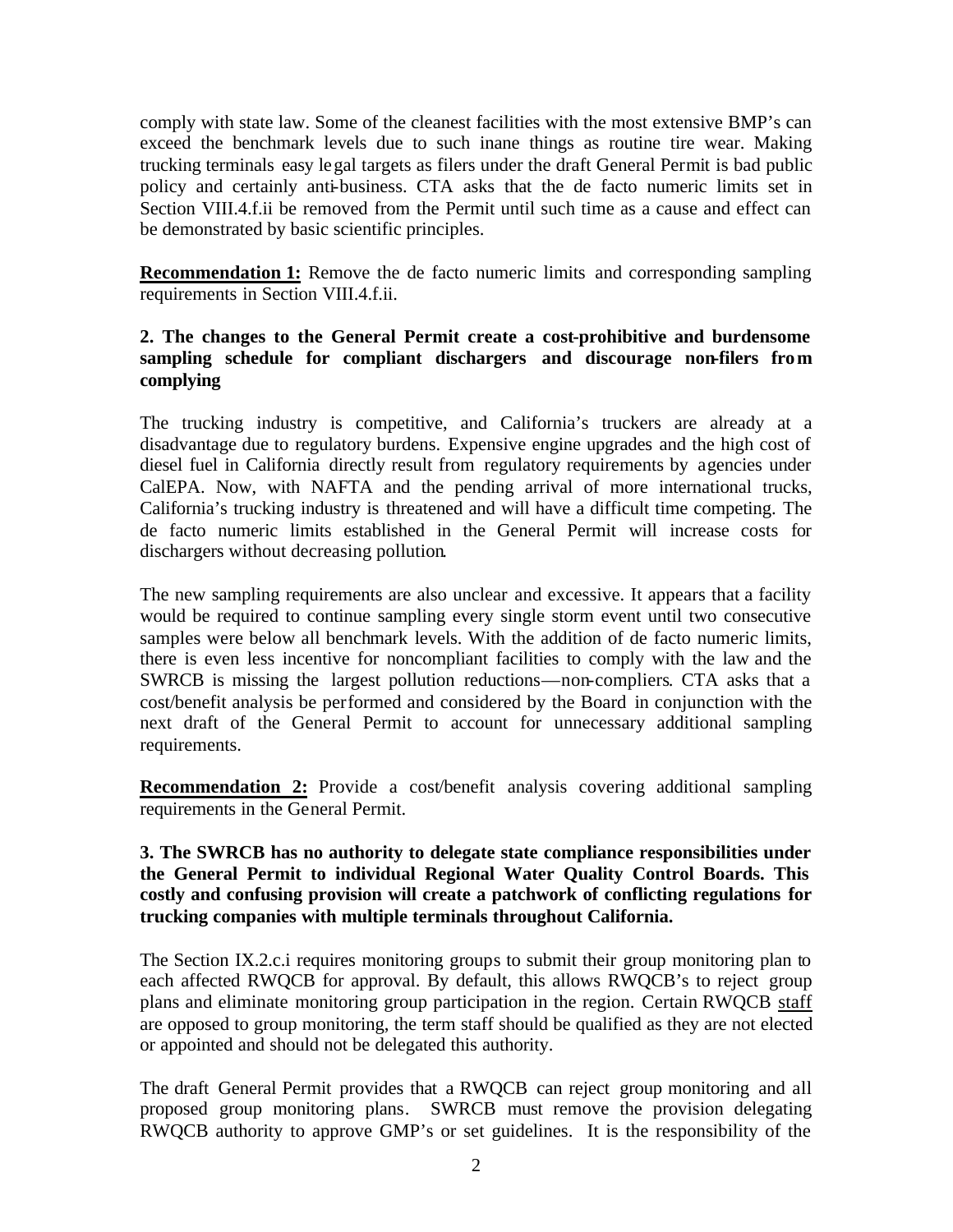comply with state law. Some of the cleanest facilities with the most extensive BMP's can exceed the benchmark levels due to such inane things as routine tire wear. Making trucking terminals easy legal targets as filers under the draft General Permit is bad public policy and certainly anti-business. CTA asks that the de facto numeric limits set in Section VIII.4.f.ii be removed from the Permit until such time as a cause and effect can be demonstrated by basic scientific principles.

**Recommendation 1:** Remove the de facto numeric limits and corresponding sampling requirements in Section VIII.4.f.ii.

**2. The changes to the General Permit create a cost-prohibitive and burdensome sampling schedule for compliant dischargers and discourage non-filers from complying**

The trucking industry is competitive, and California's truckers are already at a disadvantage due to regulatory burdens. Expensive engine upgrades and the high cost of diesel fuel in California directly result from regulatory requirements by agencies under CalEPA. Now, with NAFTA and the pending arrival of more international trucks, California's trucking industry is threatened and will have a difficult time competing. The de facto numeric limits established in the General Permit will increase costs for dischargers without decreasing pollution.

The new sampling requirements are also unclear and excessive. It appears that a facility would be required to continue sampling every single storm event until two consecutive samples were below all benchmark levels. With the addition of de facto numeric limits, there is even less incentive for noncompliant facilities to comply with the law and the SWRCB is missing the largest pollution reductions—non-compliers. CTA asks that a cost/benefit analysis be performed and considered by the Board in conjunction with the next draft of the General Permit to account for unnecessary additional sampling requirements.

**Recommendation 2:** Provide a cost/benefit analysis covering additional sampling requirements in the General Permit.

**3. The SWRCB has no authority to delegate state compliance responsibilities under the General Permit to individual Regional Water Quality Control Boards. This costly and confusing provision will create a patchwork of conflicting regulations for trucking companies with multiple terminals throughout California.**

The Section IX.2.c.i requires monitoring groups to submit their group monitoring plan to each affected RWQCB for approval. By default, this allows RWQCB's to reject group plans and eliminate monitoring group participation in the region. Certain RWQCB staff are opposed to group monitoring, the term staff should be qualified as they are not elected or appointed and should not be delegated this authority.

The draft General Permit provides that a RWQCB can reject group monitoring and all proposed group monitoring plans. SWRCB must remove the provision delegating RWQCB authority to approve GMP's or set guidelines. It is the responsibility of the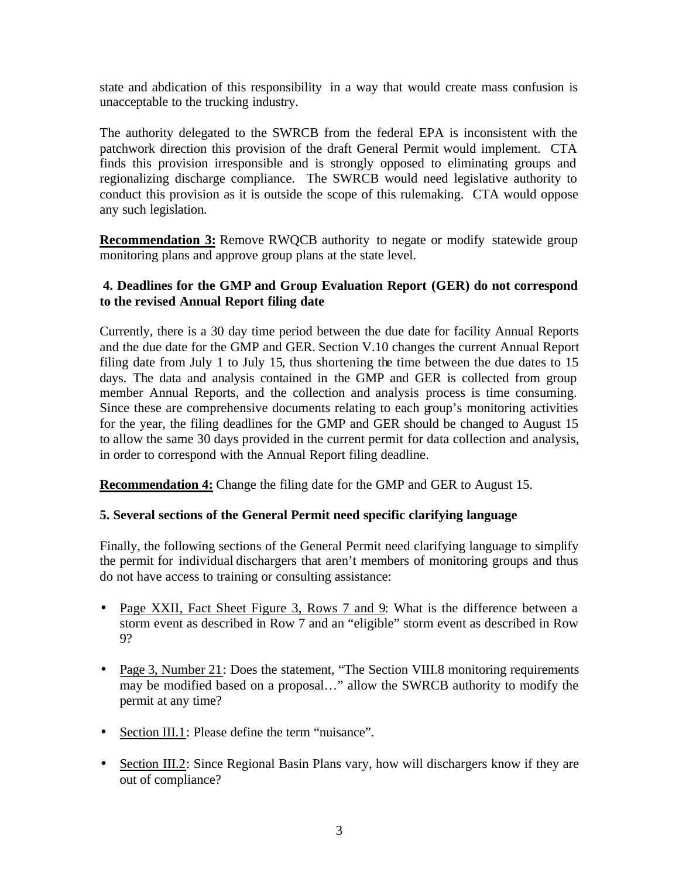state and abdication of this responsibility in a way that would create mass confusion is unacceptable to the trucking industry.

The authority delegated to the SWRCB from the federal EPA is inconsistent with the patchwork direction this provision of the draft General Permit would implement. CTA finds this provision irresponsible and is strongly opposed to eliminating groups and regionalizing discharge compliance. The SWRCB would need legislative authority to conduct this provision as it is outside the scope of this rulemaking. CTA would oppose any such legislation.

**Recommendation 3:** Remove RWQCB authority to negate or modify statewide group monitoring plans and approve group plans at the state level.

**4. Deadlines for the GMP and Group Evaluation Report (GER) do not correspond to the revised Annual Report filing date**

Currently, there is a 30 day time period between the due date for facility Annual Reports and the due date for the GMP and GER. Section V.10 changes the current Annual Report filing date from July 1 to July 15, thus shortening the time between the due dates to 15 days. The data and analysis contained in the GMP and GER is collected from group member Annual Reports, and the collection and analysis process is time consuming. Since these are comprehensive documents relating to each group's monitoring activities for the year, the filing deadlines for the GMP and GER should be changed to August 15 to allow the same 30 days provided in the current permit for data collection and analysis, in order to correspond with the Annual Report filing deadline.

**Recommendation 4:** Change the filing date for the GMP and GER to August 15.

**5. Several sections of the General Permit need specific clarifying language**

Finally, the following sections of the General Permit need clarifying language to simplify the permit for individual dischargers that aren't members of monitoring groups and thus do not have access to training or consulting assistance:

- Page XXII, Fact Sheet Figure 3, Rows 7 and 9: What is the difference between a storm event as described in Row 7 and an "eligible" storm event as described in Row 9?
- Page 3, Number 21: Does the statement, "The Section VIII.8 monitoring requirements may be modified based on a proposal…" allow the SWRCB authority to modify the permit at any time?
- Section III.1: Please define the term "nuisance".
- Section III.2: Since Regional Basin Plans vary, how will dischargers know if they are out of compliance?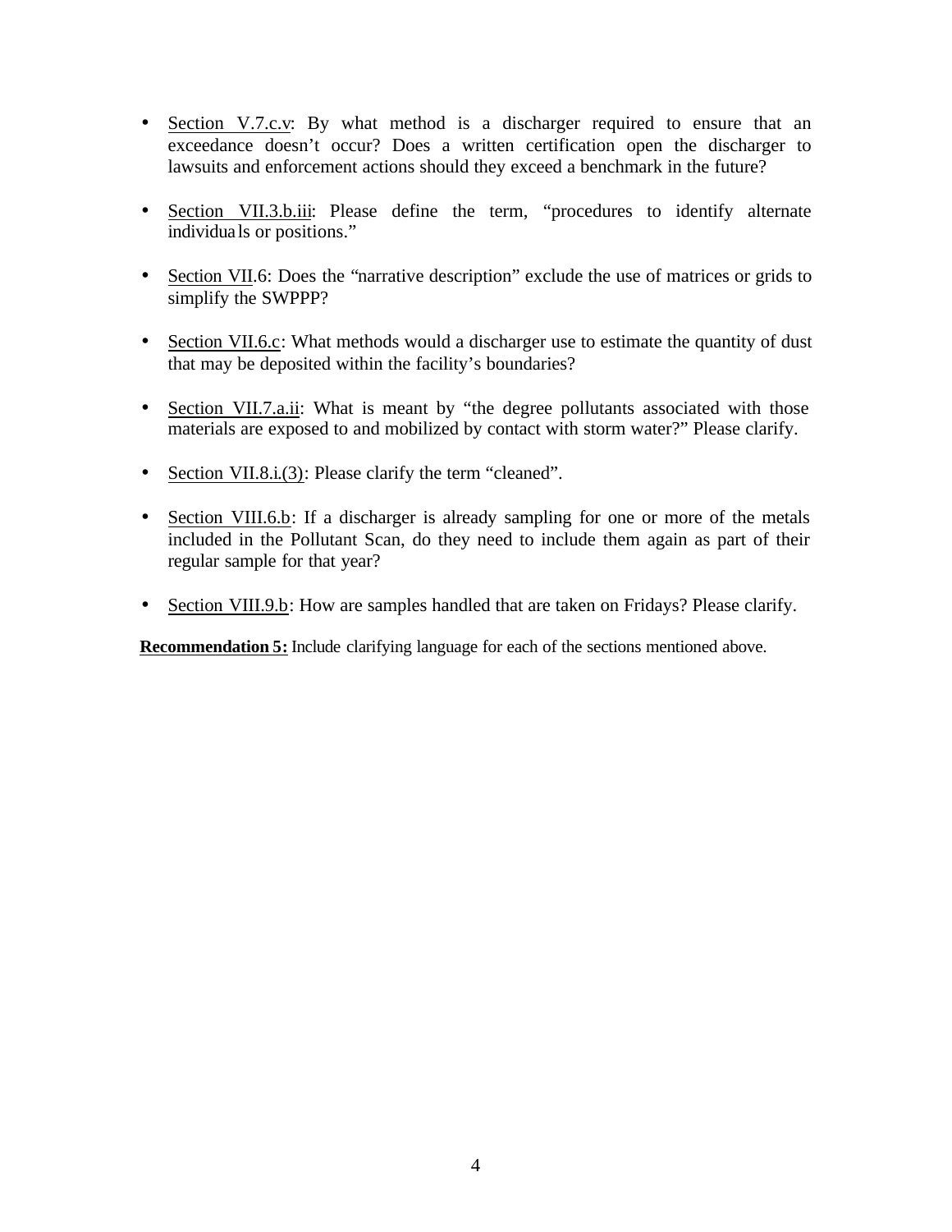- Section V.7.c.v: By what method is a discharger required to ensure that an exceedance doesn't occur? Does a written certification open the discharger to lawsuits and enforcement actions should they exceed a benchmark in the future?

- Section VII.3.b.iii: Please define the term, "procedures to identify alternate individuals or positions."

- Section VII.6: Does the "narrative description" exclude the use of matrices or grids to simplify the SWPPP?

- Section VII.6.c: What methods would a discharger use to estimate the quantity of dust that may be deposited within the facility's boundaries?

- Section VII.7.a.ii: What is meant by "the degree pollutants associated with those materials are exposed to and mobilized by contact with storm water?" Please clarify.

- Section VII.8.i.(3): Please clarify the term "cleaned".

- Section VIII.6.b: If a discharger is already sampling for one or more of the metals included in the Pollutant Scan, do they need to include them again as part of their regular sample for that year?

- Section VIII.9.b: How are samples handled that are taken on Fridays? Please clarify.

**Recommendation 5:** Include clarifying language for each of the sections mentioned above.